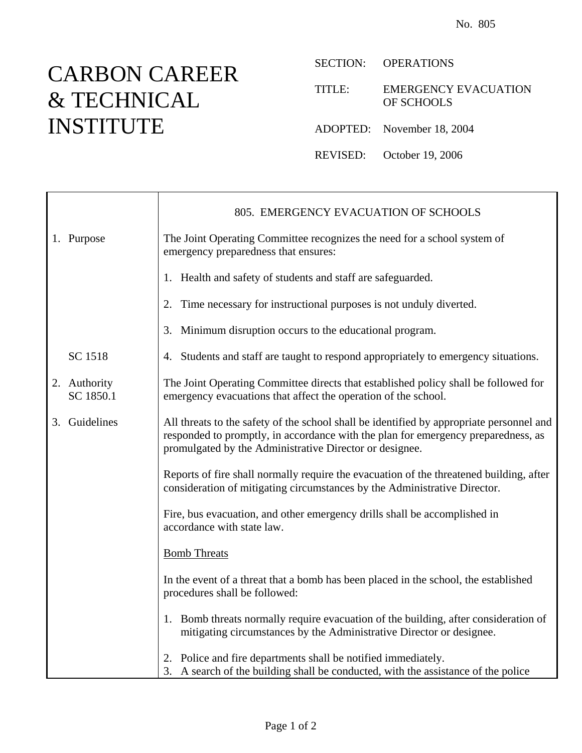No. 805

# CARBON CAREER & TECHNICAL INSTITUTE

SECTION: OPERATIONS

TITLE: EMERGENCY EVACUATION OF SCHOOLS

ADOPTED: November 18, 2004

REVISED: October 19, 2006

## 805. EMERGENCY EVACUATION OF SCHOOLS

**1. Purpose**

The Joint Operating Committee recognizes the need for a school system of emergency preparedness that ensures:

1. Health and safety of students and staff are safeguarded.

2. Time necessary for instructional purposes is not unduly diverted.

3. Minimum disruption occurs to the educational program.

SC 1518

4. Students and staff are taught to respond appropriately to emergency situations.

**2. Authority**
SC 1850.1

The Joint Operating Committee directs that established policy shall be followed for emergency evacuations that affect the operation of the school.

**3. Guidelines**

All threats to the safety of the school shall be identified by appropriate personnel and responded to promptly, in accordance with the plan for emergency preparedness, as promulgated by the Administrative Director or designee.

Reports of fire shall normally require the evacuation of the threatened building, after consideration of mitigating circumstances by the Administrative Director.

Fire, bus evacuation, and other emergency drills shall be accomplished in accordance with state law.

Bomb Threats

In the event of a threat that a bomb has been placed in the school, the established procedures shall be followed:

1. Bomb threats normally require evacuation of the building, after consideration of mitigating circumstances by the Administrative Director or designee.

2. Police and fire departments shall be notified immediately.
3. A search of the building shall be conducted, with the assistance of the police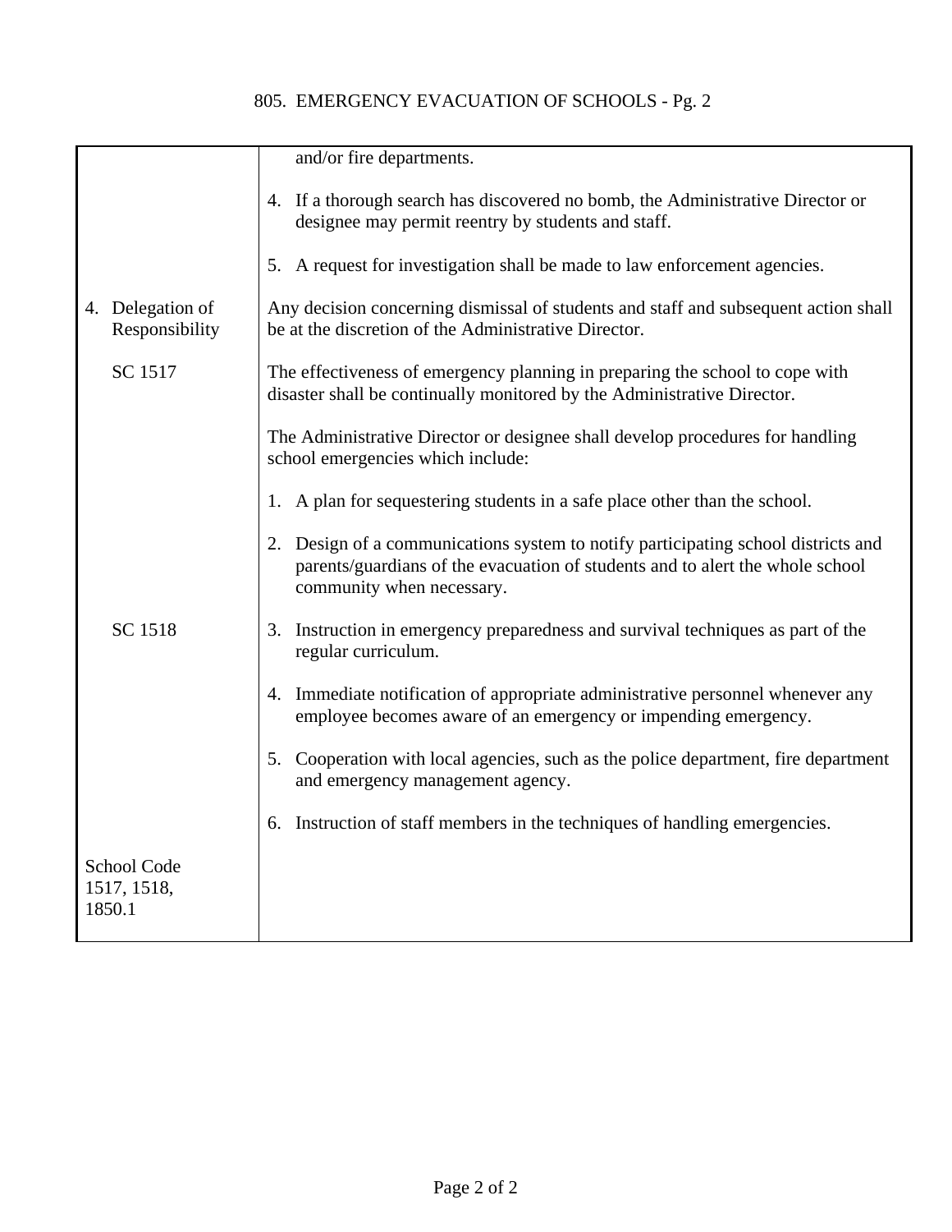# 805. EMERGENCY EVACUATION OF SCHOOLS - Pg. 2

and/or fire departments.

4. If a thorough search has discovered no bomb, the Administrative Director or designee may permit reentry by students and staff.

5. A request for investigation shall be made to law enforcement agencies.

**4. Delegation of Responsibility**

Any decision concerning dismissal of students and staff and subsequent action shall be at the discretion of the Administrative Director.

SC 1517

The effectiveness of emergency planning in preparing the school to cope with disaster shall be continually monitored by the Administrative Director.

The Administrative Director or designee shall develop procedures for handling school emergencies which include:

1. A plan for sequestering students in a safe place other than the school.

2. Design of a communications system to notify participating school districts and parents/guardians of the evacuation of students and to alert the whole school community when necessary.

SC 1518

3. Instruction in emergency preparedness and survival techniques as part of the regular curriculum.

4. Immediate notification of appropriate administrative personnel whenever any employee becomes aware of an emergency or impending emergency.

5. Cooperation with local agencies, such as the police department, fire department and emergency management agency.

6. Instruction of staff members in the techniques of handling emergencies.

School Code
1517, 1518,
1850.1